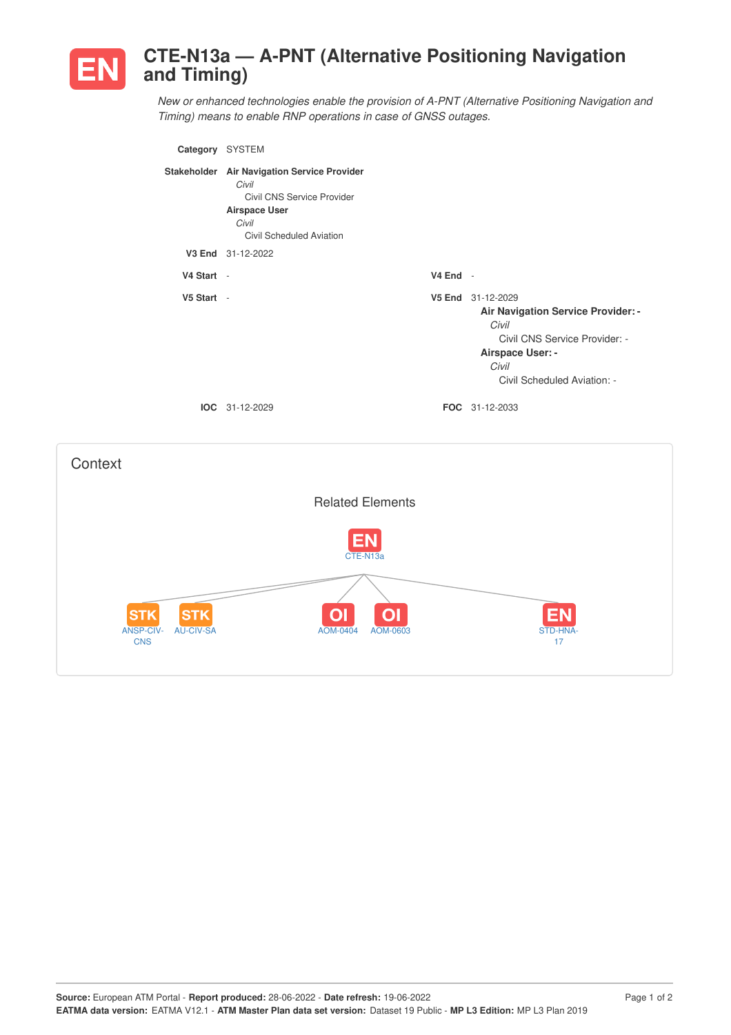# EN CTE-N13a — A-PNT (Alternative Positioning Navigation and Timing)

*New or enhanced technologies enable the provision of A-PNT (Alternative Positioning Navigation and Timing) means to enable RNP operations in case of GNSS outages.*

**Category** SYSTEM

**Stakeholder**
**Air Navigation Service Provider**
*Civil*
Civil CNS Service Provider
**Airspace User**
*Civil*
Civil Scheduled Aviation

**V3 End** 31-12-2022

**V4 Start** -

**V4 End** -

**V5 Start** -

**V5 End** 31-12-2029
**Air Navigation Service Provider: -**
*Civil*
Civil CNS Service Provider: -
**Airspace User: -**
*Civil*
Civil Scheduled Aviation: -

**IOC** 31-12-2029

**FOC** 31-12-2033

## Context

### Related Elements

- EN CTE-N13a
  - STK ANSP-CIV-CNS
  - STK AU-CIV-SA
  - OI AOM-0404
  - OI AOM-0603
  - EN STD-HNA-17

**Source:** European ATM Portal - **Report produced:** 28-06-2022 - **Date refresh:** 19-06-2022
**EATMA data version:** EATMA V12.1 - **ATM Master Plan data set version:** Dataset 19 Public - **MP L3 Edition:** MP L3 Plan 2019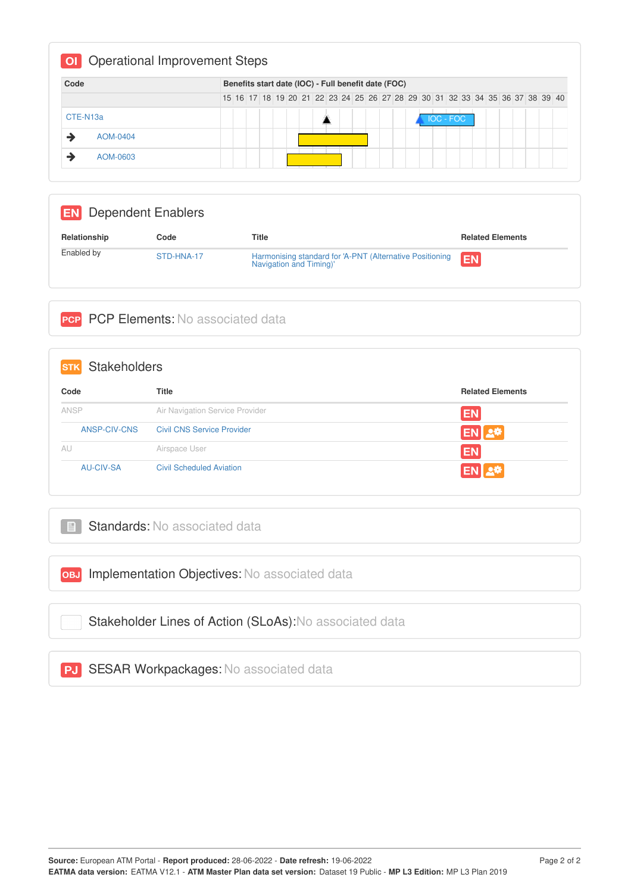## OI Operational Improvement Steps

| Code | Benefits start date (IOC) - Full benefit date (FOC) |
|---|---|
| | 15 16 17 18 19 20 21 22 23 24 25 26 27 28 29 30 31 32 33 34 35 36 37 38 39 40 |
| CTE-N13a | IOC - FOC |
| → AOM-0404 | |
| → AOM-0603 | |

## EN Dependent Enablers

| Relationship | Code | Title | Related Elements |
|---|---|---|---|
| Enabled by | STD-HNA-17 | Harmonising standard for 'A-PNT (Alternative Positioning Navigation and Timing)' | EN |

## PCP PCP Elements: No associated data

## STK Stakeholders

| Code | Title | Related Elements |
|---|---|---|
| ANSP | Air Navigation Service Provider | EN |
| ANSP-CIV-CNS | Civil CNS Service Provider | EN |
| AU | Airspace User | EN |
| AU-CIV-SA | Civil Scheduled Aviation | EN |

## Standards: No associated data

## OBJ Implementation Objectives: No associated data

## Stakeholder Lines of Action (SLoAs): No associated data

## PJ SESAR Workpackages: No associated data

**Source:** European ATM Portal - **Report produced:** 28-06-2022 - **Date refresh:** 19-06-2022
**EATMA data version:** EATMA V12.1 - **ATM Master Plan data set version:** Dataset 19 Public - **MP L3 Edition:** MP L3 Plan 2019